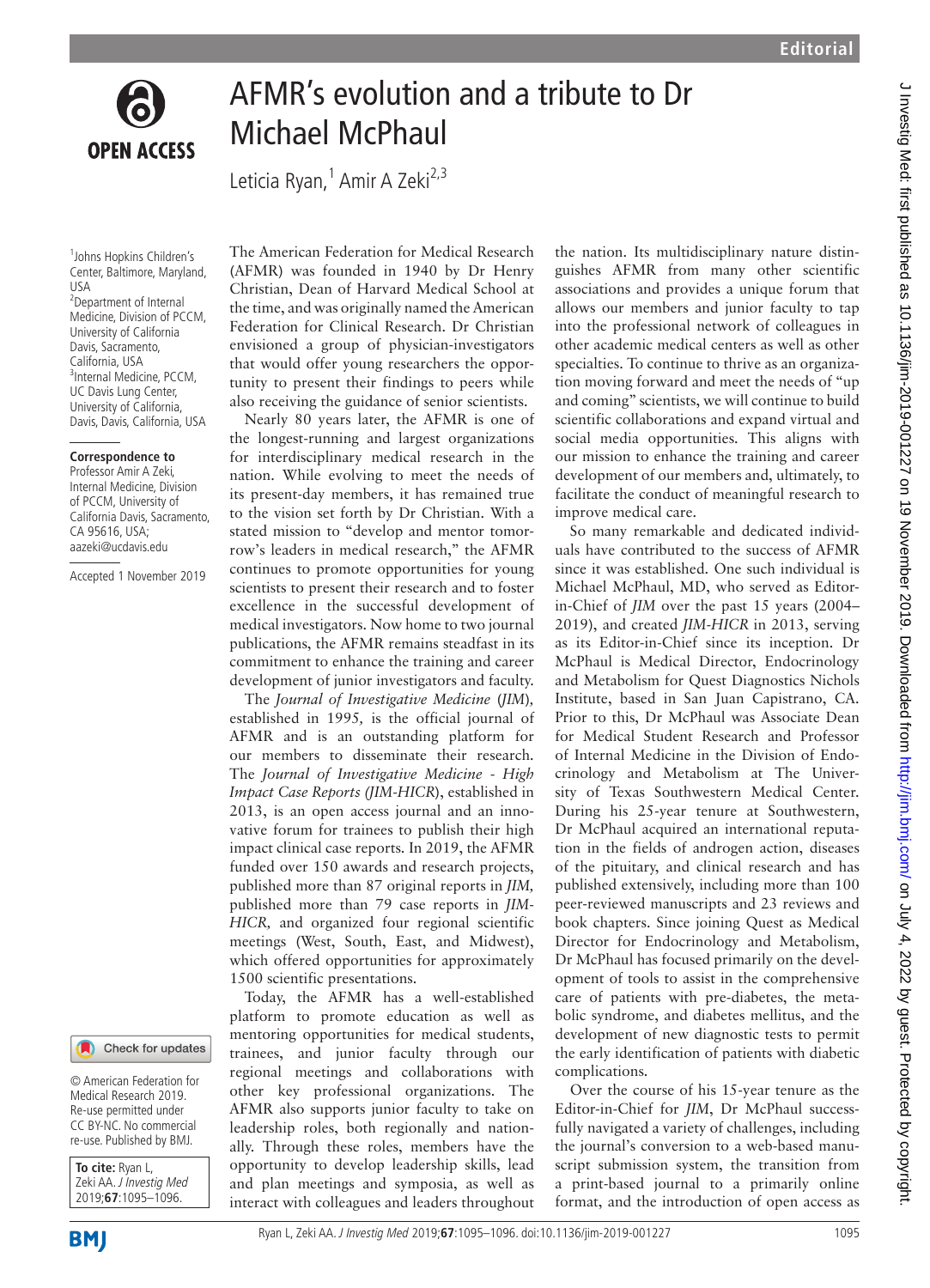Editorial

# AFMR's evolution and a tribute to Dr Michael McPhaul

Leticia Ryan,[1] Amir A Zeki[2,3]

[1]Johns Hopkins Children's Center, Baltimore, Maryland, USA
[2]Department of Internal Medicine, Division of PCCM, University of California Davis, Sacramento, California, USA
[3]Internal Medicine, PCCM, UC Davis Lung Center, University of California, Davis, Davis, California, USA

**Correspondence to**
Professor Amir A Zeki, Internal Medicine, Division of PCCM, University of California Davis, Sacramento, CA 95616, USA; aazeki@ucdavis.edu

Accepted 1 November 2019

© American Federation for Medical Research 2019. Re-use permitted under CC BY-NC. No commercial re-use. Published by BMJ.

**To cite:** Ryan L, Zeki AA. *J Investig Med* 2019;**67**:1095–1096.

The American Federation for Medical Research (AFMR) was founded in 1940 by Dr Henry Christian, Dean of Harvard Medical School at the time, and was originally named the American Federation for Clinical Research. Dr Christian envisioned a group of physician-investigators that would offer young researchers the opportunity to present their findings to peers while also receiving the guidance of senior scientists.

Nearly 80 years later, the AFMR is one of the longest-running and largest organizations for interdisciplinary medical research in the nation. While evolving to meet the needs of its present-day members, it has remained true to the vision set forth by Dr Christian. With a stated mission to "develop and mentor tomorrow's leaders in medical research," the AFMR continues to promote opportunities for young scientists to present their research and to foster excellence in the successful development of medical investigators. Now home to two journal publications, the AFMR remains steadfast in its commitment to enhance the training and career development of junior investigators and faculty.

The *Journal of Investigative Medicine* (*JIM*), established in 1995, is the official journal of AFMR and is an outstanding platform for our members to disseminate their research. The *Journal of Investigative Medicine - High Impact Case Reports (JIM-HICR*), established in 2013, is an open access journal and an innovative forum for trainees to publish their high impact clinical case reports. In 2019, the AFMR funded over 150 awards and research projects, published more than 87 original reports in *JIM,* published more than 79 case reports in *JIM-HICR,* and organized four regional scientific meetings (West, South, East, and Midwest), which offered opportunities for approximately 1500 scientific presentations.

Today, the AFMR has a well-established platform to promote education as well as mentoring opportunities for medical students, trainees, and junior faculty through our regional meetings and collaborations with other key professional organizations. The AFMR also supports junior faculty to take on leadership roles, both regionally and nationally. Through these roles, members have the opportunity to develop leadership skills, lead and plan meetings and symposia, as well as interact with colleagues and leaders throughout the nation. Its multidisciplinary nature distinguishes AFMR from many other scientific associations and provides a unique forum that allows our members and junior faculty to tap into the professional network of colleagues in other academic medical centers as well as other specialties. To continue to thrive as an organization moving forward and meet the needs of "up and coming" scientists, we will continue to build scientific collaborations and expand virtual and social media opportunities. This aligns with our mission to enhance the training and career development of our members and, ultimately, to facilitate the conduct of meaningful research to improve medical care.

So many remarkable and dedicated individuals have contributed to the success of AFMR since it was established. One such individual is Michael McPhaul, MD, who served as Editor-in-Chief of *JIM* over the past 15 years (2004–2019), and created *JIM-HICR* in 2013, serving as its Editor-in-Chief since its inception. Dr McPhaul is Medical Director, Endocrinology and Metabolism for Quest Diagnostics Nichols Institute, based in San Juan Capistrano, CA. Prior to this, Dr McPhaul was Associate Dean for Medical Student Research and Professor of Internal Medicine in the Division of Endocrinology and Metabolism at The University of Texas Southwestern Medical Center. During his 25-year tenure at Southwestern, Dr McPhaul acquired an international reputation in the fields of androgen action, diseases of the pituitary, and clinical research and has published extensively, including more than 100 peer-reviewed manuscripts and 23 reviews and book chapters. Since joining Quest as Medical Director for Endocrinology and Metabolism, Dr McPhaul has focused primarily on the development of tools to assist in the comprehensive care of patients with pre-diabetes, the metabolic syndrome, and diabetes mellitus, and the development of new diagnostic tests to permit the early identification of patients with diabetic complications.

Over the course of his 15-year tenure as the Editor-in-Chief for *JIM*, Dr McPhaul successfully navigated a variety of challenges, including the journal's conversion to a web-based manuscript submission system, the transition from a print-based journal to a primarily online format, and the introduction of open access as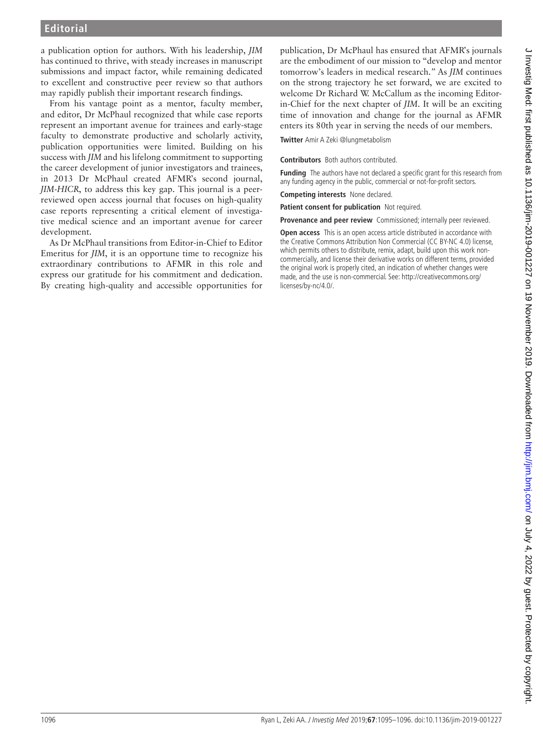a publication option for authors. With his leadership, *JIM* has continued to thrive, with steady increases in manuscript submissions and impact factor, while remaining dedicated to excellent and constructive peer review so that authors may rapidly publish their important research findings.

From his vantage point as a mentor, faculty member, and editor, Dr McPhaul recognized that while case reports represent an important avenue for trainees and early-stage faculty to demonstrate productive and scholarly activity, publication opportunities were limited. Building on his success with *JIM* and his lifelong commitment to supporting the career development of junior investigators and trainees, in 2013 Dr McPhaul created AFMR's second journal, *JIM-HICR*, to address this key gap. This journal is a peer-reviewed open access journal that focuses on high-quality case reports representing a critical element of investigative medical science and an important avenue for career development.

As Dr McPhaul transitions from Editor-in-Chief to Editor Emeritus for *JIM*, it is an opportune time to recognize his extraordinary contributions to AFMR in this role and express our gratitude for his commitment and dedication. By creating high-quality and accessible opportunities for publication, Dr McPhaul has ensured that AFMR's journals are the embodiment of our mission to "develop and mentor tomorrow's leaders in medical research." As *JIM* continues on the strong trajectory he set forward, we are excited to welcome Dr Richard W. McCallum as the incoming Editor-in-Chief for the next chapter of *JIM*. It will be an exciting time of innovation and change for the journal as AFMR enters its 80th year in serving the needs of our members.

**Twitter** Amir A Zeki @lungmetabolism

**Contributors** Both authors contributed.

**Funding** The authors have not declared a specific grant for this research from any funding agency in the public, commercial or not-for-profit sectors.

**Competing interests** None declared.

**Patient consent for publication** Not required.

**Provenance and peer review** Commissioned; internally peer reviewed.

**Open access** This is an open access article distributed in accordance with the Creative Commons Attribution Non Commercial (CC BY-NC 4.0) license, which permits others to distribute, remix, adapt, build upon this work non-commercially, and license their derivative works on different terms, provided the original work is properly cited, an indication of whether changes were made, and the use is non-commercial. See: http://creativecommons.org/licenses/by-nc/4.0/.